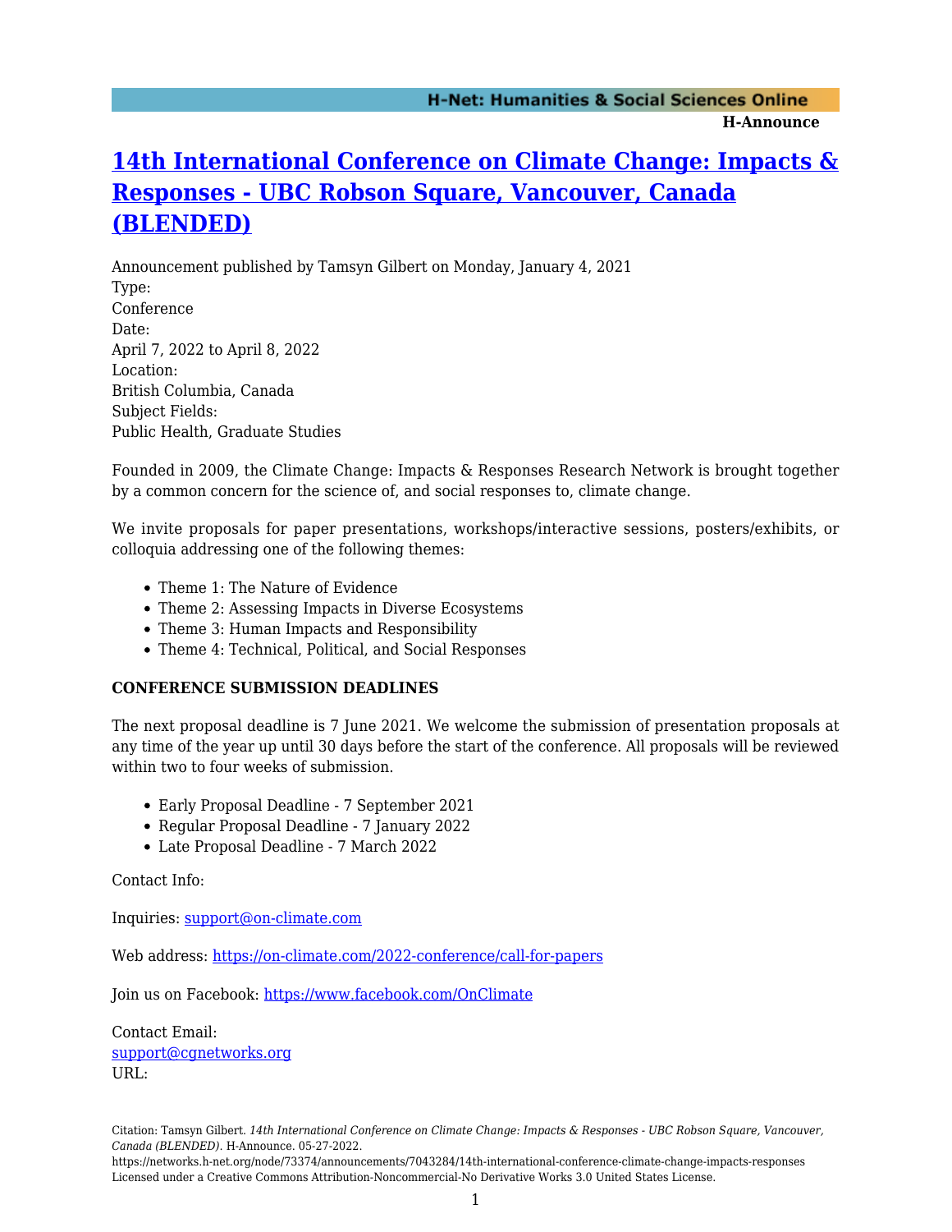# 14th International Conference on Climate Change: Impacts & Responses - UBC Robson Square, Vancouver, Canada (BLENDED)

Announcement published by Tamsyn Gilbert on Monday, January 4, 2021

Type:
Conference

Date:
April 7, 2022 to April 8, 2022

Location:
British Columbia, Canada

Subject Fields:
Public Health, Graduate Studies

Founded in 2009, the Climate Change: Impacts & Responses Research Network is brought together by a common concern for the science of, and social responses to, climate change.

We invite proposals for paper presentations, workshops/interactive sessions, posters/exhibits, or colloquia addressing one of the following themes:

- Theme 1: The Nature of Evidence
- Theme 2: Assessing Impacts in Diverse Ecosystems
- Theme 3: Human Impacts and Responsibility
- Theme 4: Technical, Political, and Social Responses

**CONFERENCE SUBMISSION DEADLINES**

The next proposal deadline is 7 June 2021. We welcome the submission of presentation proposals at any time of the year up until 30 days before the start of the conference. All proposals will be reviewed within two to four weeks of submission.

- Early Proposal Deadline - 7 September 2021
- Regular Proposal Deadline - 7 January 2022
- Late Proposal Deadline - 7 March 2022

Contact Info:

Inquiries: support@on-climate.com

Web address: https://on-climate.com/2022-conference/call-for-papers

Join us on Facebook: https://www.facebook.com/OnClimate

Contact Email:
support@cgnetworks.org

URL:

Citation: Tamsyn Gilbert. *14th International Conference on Climate Change: Impacts & Responses - UBC Robson Square, Vancouver, Canada (BLENDED).* H-Announce. 05-27-2022.
https://networks.h-net.org/node/73374/announcements/7043284/14th-international-conference-climate-change-impacts-responses
Licensed under a Creative Commons Attribution-Noncommercial-No Derivative Works 3.0 United States License.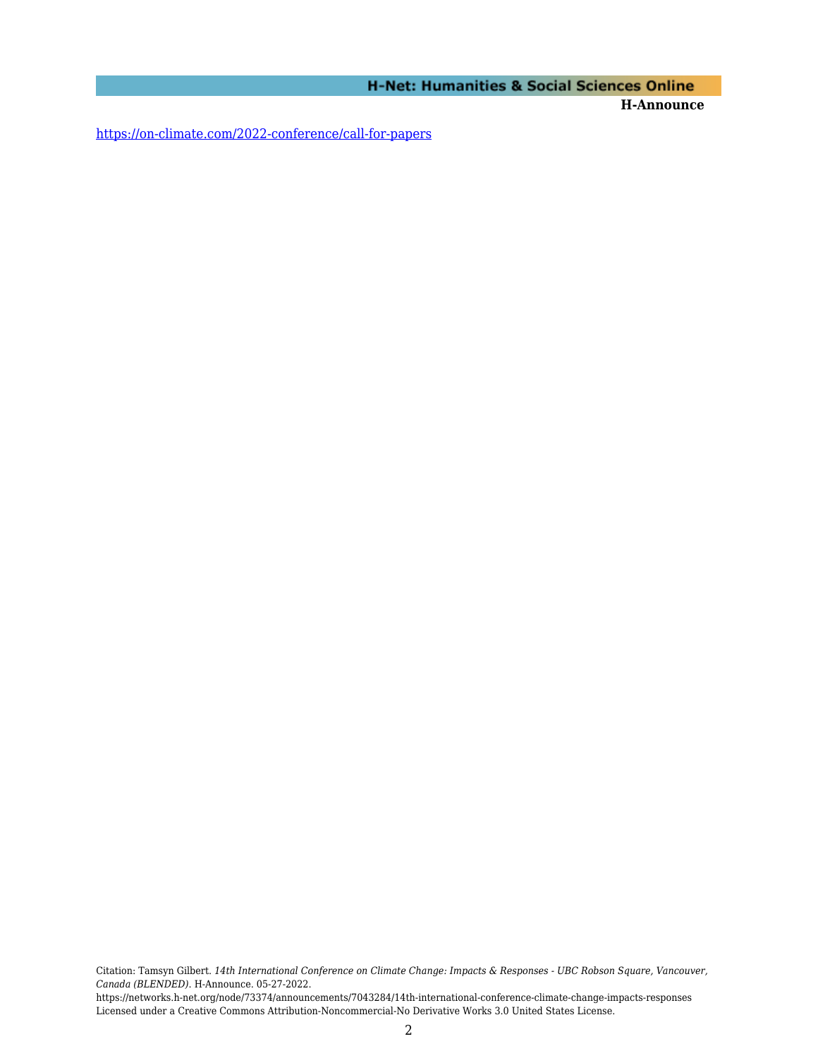https://on-climate.com/2022-conference/call-for-papers